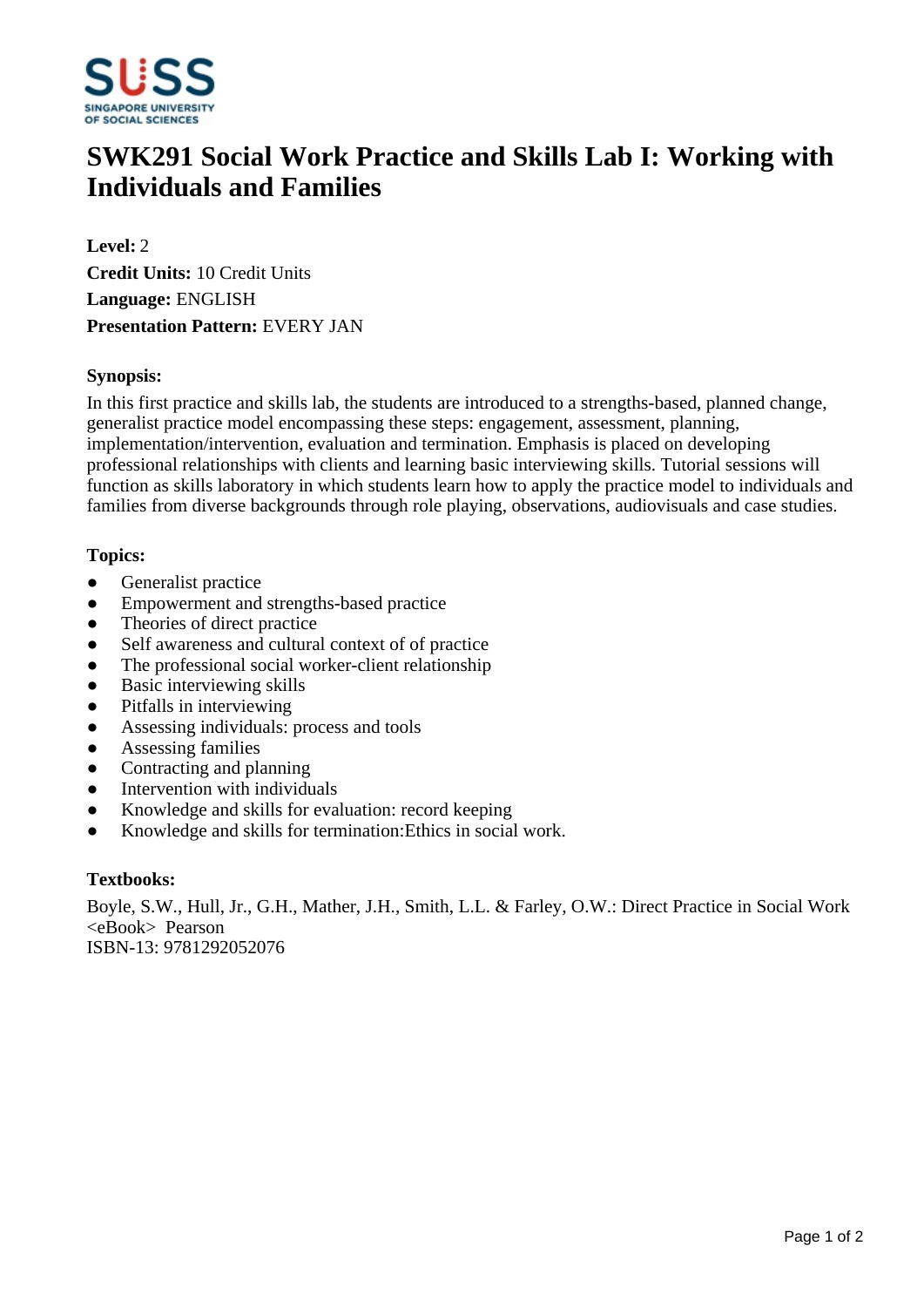# SWK291 Social Work Practice and Skills Lab I: Working with Individuals and Families

**Level:** 2
**Credit Units:** 10 Credit Units
**Language:** ENGLISH
**Presentation Pattern:** EVERY JAN

### Synopsis:

In this first practice and skills lab, the students are introduced to a strengths-based, planned change, generalist practice model encompassing these steps: engagement, assessment, planning, implementation/intervention, evaluation and termination. Emphasis is placed on developing professional relationships with clients and learning basic interviewing skills. Tutorial sessions will function as skills laboratory in which students learn how to apply the practice model to individuals and families from diverse backgrounds through role playing, observations, audiovisuals and case studies.

### Topics:

- Generalist practice
- Empowerment and strengths-based practice
- Theories of direct practice
- Self awareness and cultural context of of practice
- The professional social worker-client relationship
- Basic interviewing skills
- Pitfalls in interviewing
- Assessing individuals: process and tools
- Assessing families
- Contracting and planning
- Intervention with individuals
- Knowledge and skills for evaluation: record keeping
- Knowledge and skills for termination:Ethics in social work.

### Textbooks:

Boyle, S.W., Hull, Jr., G.H., Mather, J.H., Smith, L.L. & Farley, O.W.: Direct Practice in Social Work <eBook> Pearson
ISBN-13: 9781292052076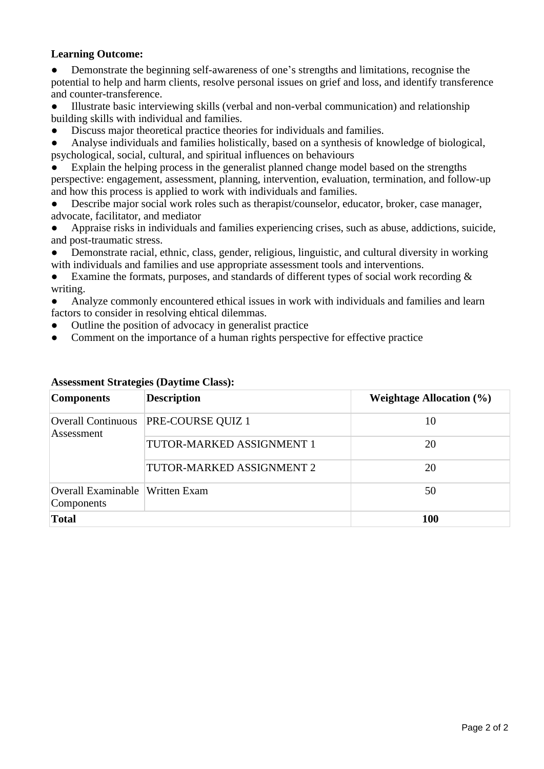**Learning Outcome:**

- Demonstrate the beginning self-awareness of one's strengths and limitations, recognise the potential to help and harm clients, resolve personal issues on grief and loss, and identify transference and counter-transference.
- Illustrate basic interviewing skills (verbal and non-verbal communication) and relationship building skills with individual and families.
- Discuss major theoretical practice theories for individuals and families.
- Analyse individuals and families holistically, based on a synthesis of knowledge of biological, psychological, social, cultural, and spiritual influences on behaviours
- Explain the helping process in the generalist planned change model based on the strengths perspective: engagement, assessment, planning, intervention, evaluation, termination, and follow-up and how this process is applied to work with individuals and families.
- Describe major social work roles such as therapist/counselor, educator, broker, case manager, advocate, facilitator, and mediator
- Appraise risks in individuals and families experiencing crises, such as abuse, addictions, suicide, and post-traumatic stress.
- Demonstrate racial, ethnic, class, gender, religious, linguistic, and cultural diversity in working with individuals and families and use appropriate assessment tools and interventions.
- Examine the formats, purposes, and standards of different types of social work recording & writing.
- Analyze commonly encountered ethical issues in work with individuals and families and learn factors to consider in resolving ehtical dilemmas.
- Outline the position of advocacy in generalist practice
- Comment on the importance of a human rights perspective for effective practice

**Assessment Strategies (Daytime Class):**

| Components | Description | Weightage Allocation (%) |
|---|---|---|
| Overall Continuous Assessment | PRE-COURSE QUIZ 1 | 10 |
| | TUTOR-MARKED ASSIGNMENT 1 | 20 |
| | TUTOR-MARKED ASSIGNMENT 2 | 20 |
| Overall Examinable Components | Written Exam | 50 |
| **Total** | | **100** |